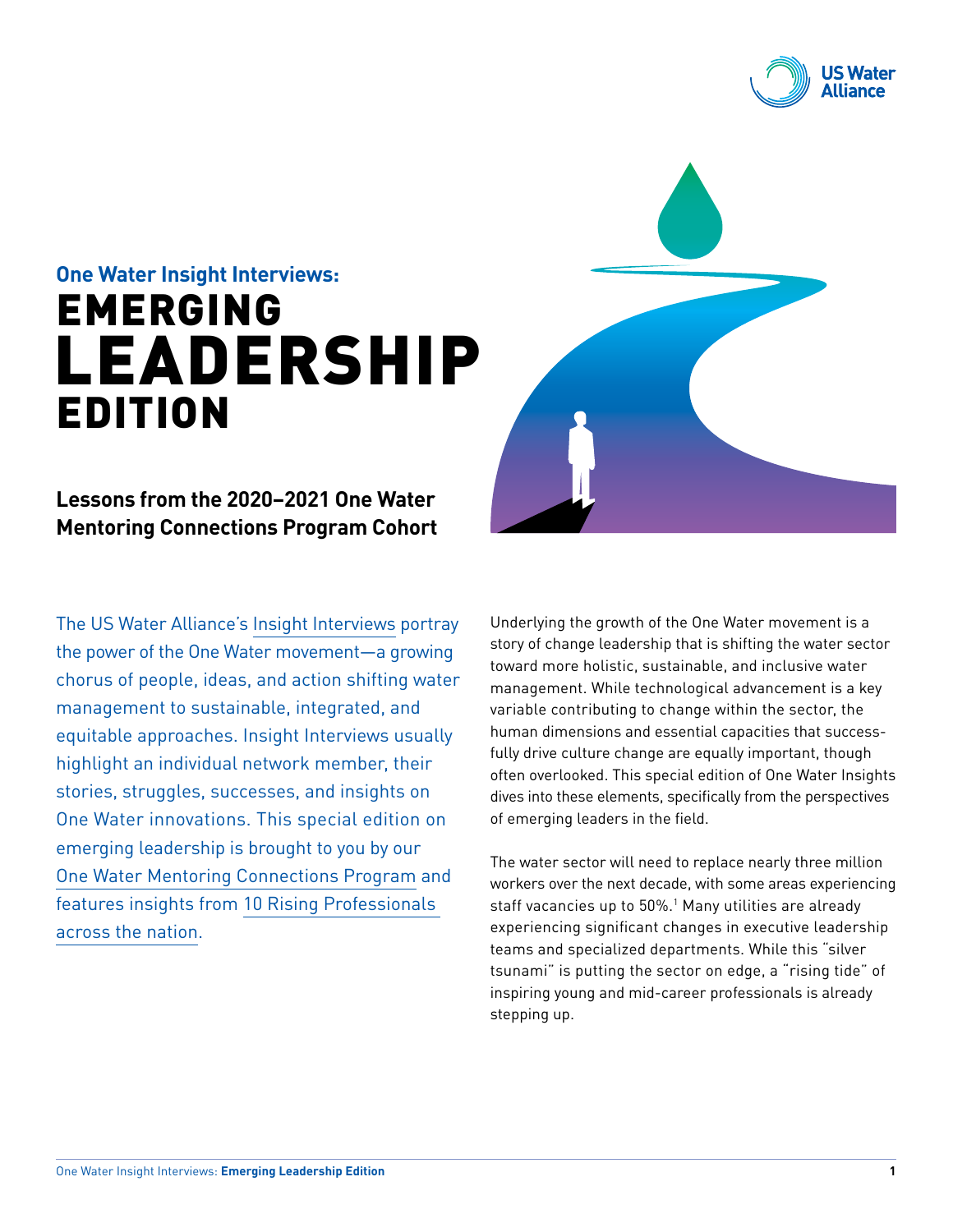US Water Alliance

# One Water Insight Interviews: EMERGING LEADERSHIP EDITION

## Lessons from the 2020–2021 One Water Mentoring Connections Program Cohort

The US Water Alliance's Insight Interviews portray the power of the One Water movement—a growing chorus of people, ideas, and action shifting water management to sustainable, integrated, and equitable approaches. Insight Interviews usually highlight an individual network member, their stories, struggles, successes, and insights on One Water innovations. This special edition on emerging leadership is brought to you by our One Water Mentoring Connections Program and features insights from 10 Rising Professionals across the nation.

Underlying the growth of the One Water movement is a story of change leadership that is shifting the water sector toward more holistic, sustainable, and inclusive water management. While technological advancement is a key variable contributing to change within the sector, the human dimensions and essential capacities that successfully drive culture change are equally important, though often overlooked. This special edition of One Water Insights dives into these elements, specifically from the perspectives of emerging leaders in the field.

The water sector will need to replace nearly three million workers over the next decade, with some areas experiencing staff vacancies up to 50%.[1] Many utilities are already experiencing significant changes in executive leadership teams and specialized departments. While this "silver tsunami" is putting the sector on edge, a "rising tide" of inspiring young and mid-career professionals is already stepping up.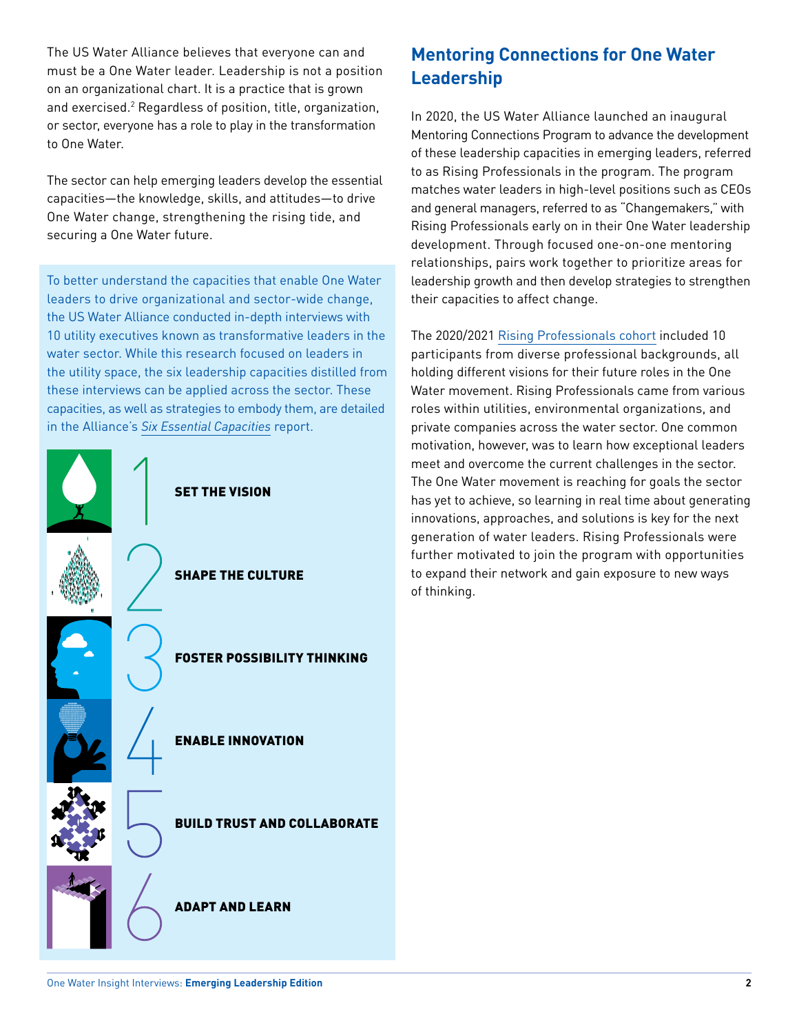The US Water Alliance believes that everyone can and must be a One Water leader. Leadership is not a position on an organizational chart. It is a practice that is grown and exercised.[2] Regardless of position, title, organization, or sector, everyone has a role to play in the transformation to One Water.

The sector can help emerging leaders develop the essential capacities—the knowledge, skills, and attitudes—to drive One Water change, strengthening the rising tide, and securing a One Water future.

To better understand the capacities that enable One Water leaders to drive organizational and sector-wide change, the US Water Alliance conducted in-depth interviews with 10 utility executives known as transformative leaders in the water sector. While this research focused on leaders in the utility space, the six leadership capacities distilled from these interviews can be applied across the sector. These capacities, as well as strategies to embody them, are detailed in the Alliance's *Six Essential Capacities* report.

1. **SET THE VISION**
2. **SHAPE THE CULTURE**
3. **FOSTER POSSIBILITY THINKING**
4. **ENABLE INNOVATION**
5. **BUILD TRUST AND COLLABORATE**
6. **ADAPT AND LEARN**

## Mentoring Connections for One Water Leadership

In 2020, the US Water Alliance launched an inaugural Mentoring Connections Program to advance the development of these leadership capacities in emerging leaders, referred to as Rising Professionals in the program. The program matches water leaders in high-level positions such as CEOs and general managers, referred to as "Changemakers," with Rising Professionals early on in their One Water leadership development. Through focused one-on-one mentoring relationships, pairs work together to prioritize areas for leadership growth and then develop strategies to strengthen their capacities to affect change.

The 2020/2021 Rising Professionals cohort included 10 participants from diverse professional backgrounds, all holding different visions for their future roles in the One Water movement. Rising Professionals came from various roles within utilities, environmental organizations, and private companies across the water sector. One common motivation, however, was to learn how exceptional leaders meet and overcome the current challenges in the sector. The One Water movement is reaching for goals the sector has yet to achieve, so learning in real time about generating innovations, approaches, and solutions is key for the next generation of water leaders. Rising Professionals were further motivated to join the program with opportunities to expand their network and gain exposure to new ways of thinking.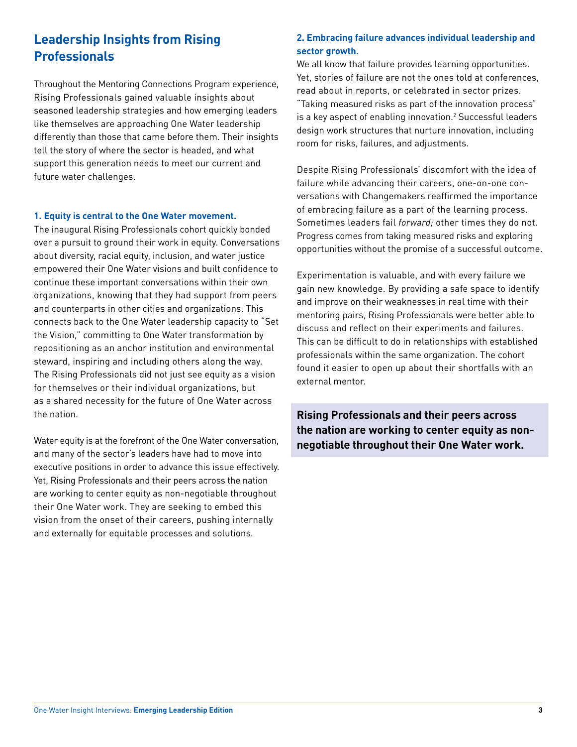## Leadership Insights from Rising Professionals

Throughout the Mentoring Connections Program experience, Rising Professionals gained valuable insights about seasoned leadership strategies and how emerging leaders like themselves are approaching One Water leadership differently than those that came before them. Their insights tell the story of where the sector is headed, and what support this generation needs to meet our current and future water challenges.

### 1. Equity is central to the One Water movement.

The inaugural Rising Professionals cohort quickly bonded over a pursuit to ground their work in equity. Conversations about diversity, racial equity, inclusion, and water justice empowered their One Water visions and built confidence to continue these important conversations within their own organizations, knowing that they had support from peers and counterparts in other cities and organizations. This connects back to the One Water leadership capacity to "Set the Vision," committing to One Water transformation by repositioning as an anchor institution and environmental steward, inspiring and including others along the way. The Rising Professionals did not just see equity as a vision for themselves or their individual organizations, but as a shared necessity for the future of One Water across the nation.

Water equity is at the forefront of the One Water conversation, and many of the sector's leaders have had to move into executive positions in order to advance this issue effectively. Yet, Rising Professionals and their peers across the nation are working to center equity as non-negotiable throughout their One Water work. They are seeking to embed this vision from the onset of their careers, pushing internally and externally for equitable processes and solutions.

### 2. Embracing failure advances individual leadership and sector growth.

We all know that failure provides learning opportunities. Yet, stories of failure are not the ones told at conferences, read about in reports, or celebrated in sector prizes. "Taking measured risks as part of the innovation process" is a key aspect of enabling innovation.[2] Successful leaders design work structures that nurture innovation, including room for risks, failures, and adjustments.

Despite Rising Professionals' discomfort with the idea of failure while advancing their careers, one-on-one conversations with Changemakers reaffirmed the importance of embracing failure as a part of the learning process. Sometimes leaders fail *forward;* other times they do not. Progress comes from taking measured risks and exploring opportunities without the promise of a successful outcome.

Experimentation is valuable, and with every failure we gain new knowledge. By providing a safe space to identify and improve on their weaknesses in real time with their mentoring pairs, Rising Professionals were better able to discuss and reflect on their experiments and failures. This can be difficult to do in relationships with established professionals within the same organization. The cohort found it easier to open up about their shortfalls with an external mentor.

**Rising Professionals and their peers across the nation are working to center equity as non-negotiable throughout their One Water work.**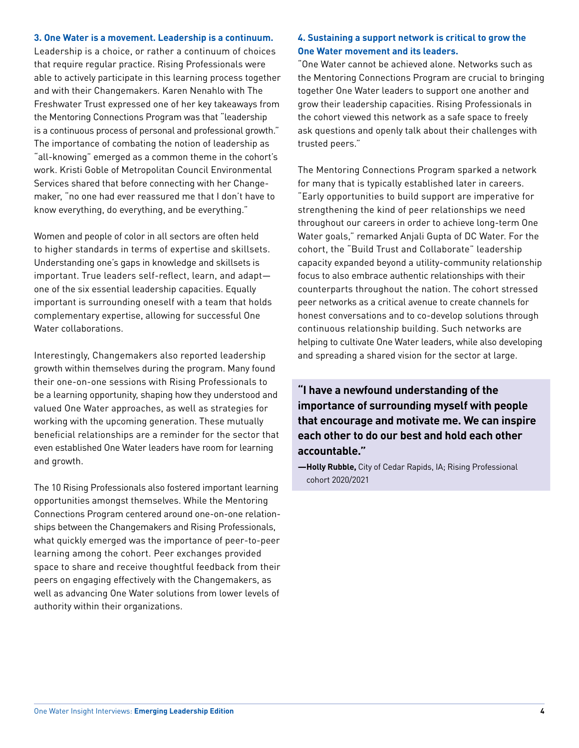### 3. One Water is a movement. Leadership is a continuum.

Leadership is a choice, or rather a continuum of choices that require regular practice. Rising Professionals were able to actively participate in this learning process together and with their Changemakers. Karen Nenahlo with The Freshwater Trust expressed one of her key takeaways from the Mentoring Connections Program was that "leadership is a continuous process of personal and professional growth." The importance of combating the notion of leadership as "all-knowing" emerged as a common theme in the cohort's work. Kristi Goble of Metropolitan Council Environmental Services shared that before connecting with her Changemaker, "no one had ever reassured me that I don't have to know everything, do everything, and be everything."

Women and people of color in all sectors are often held to higher standards in terms of expertise and skillsets. Understanding one's gaps in knowledge and skillsets is important. True leaders self-reflect, learn, and adapt—one of the six essential leadership capacities. Equally important is surrounding oneself with a team that holds complementary expertise, allowing for successful One Water collaborations.

Interestingly, Changemakers also reported leadership growth within themselves during the program. Many found their one-on-one sessions with Rising Professionals to be a learning opportunity, shaping how they understood and valued One Water approaches, as well as strategies for working with the upcoming generation. These mutually beneficial relationships are a reminder for the sector that even established One Water leaders have room for learning and growth.

The 10 Rising Professionals also fostered important learning opportunities amongst themselves. While the Mentoring Connections Program centered around one-on-one relationships between the Changemakers and Rising Professionals, what quickly emerged was the importance of peer-to-peer learning among the cohort. Peer exchanges provided space to share and receive thoughtful feedback from their peers on engaging effectively with the Changemakers, as well as advancing One Water solutions from lower levels of authority within their organizations.

### 4. Sustaining a support network is critical to grow the One Water movement and its leaders.

"One Water cannot be achieved alone. Networks such as the Mentoring Connections Program are crucial to bringing together One Water leaders to support one another and grow their leadership capacities. Rising Professionals in the cohort viewed this network as a safe space to freely ask questions and openly talk about their challenges with trusted peers."

The Mentoring Connections Program sparked a network for many that is typically established later in careers. "Early opportunities to build support are imperative for strengthening the kind of peer relationships we need throughout our careers in order to achieve long-term One Water goals," remarked Anjali Gupta of DC Water. For the cohort, the "Build Trust and Collaborate" leadership capacity expanded beyond a utility-community relationship focus to also embrace authentic relationships with their counterparts throughout the nation. The cohort stressed peer networks as a critical avenue to create channels for honest conversations and to co-develop solutions through continuous relationship building. Such networks are helping to cultivate One Water leaders, while also developing and spreading a shared vision for the sector at large.

> **"I have a newfound understanding of the importance of surrounding myself with people that encourage and motivate me. We can inspire each other to do our best and hold each other accountable."**
>
> **—Holly Rubble,** City of Cedar Rapids, IA; Rising Professional cohort 2020/2021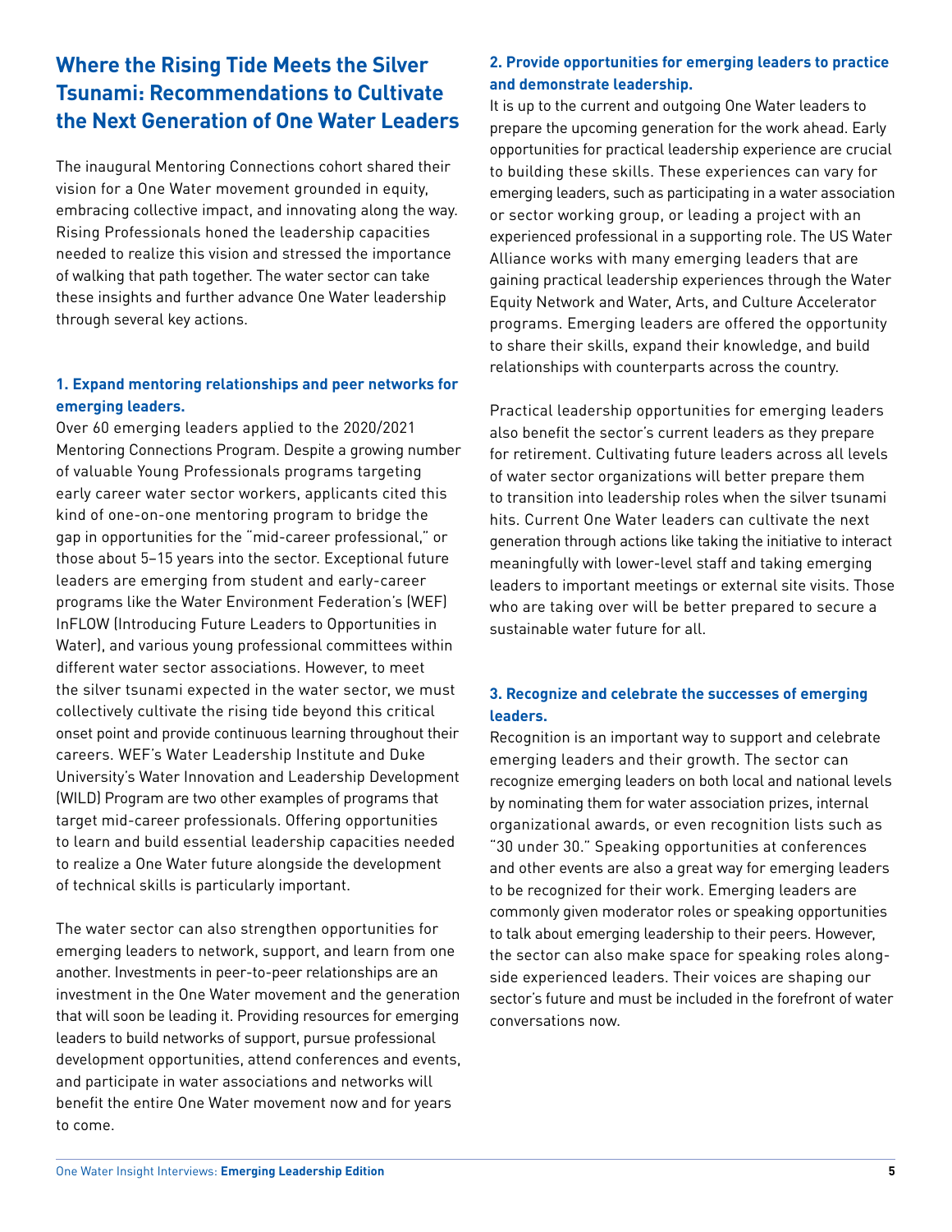# Where the Rising Tide Meets the Silver Tsunami: Recommendations to Cultivate the Next Generation of One Water Leaders

The inaugural Mentoring Connections cohort shared their vision for a One Water movement grounded in equity, embracing collective impact, and innovating along the way. Rising Professionals honed the leadership capacities needed to realize this vision and stressed the importance of walking that path together. The water sector can take these insights and further advance One Water leadership through several key actions.

### 1. Expand mentoring relationships and peer networks for emerging leaders.

Over 60 emerging leaders applied to the 2020/2021 Mentoring Connections Program. Despite a growing number of valuable Young Professionals programs targeting early career water sector workers, applicants cited this kind of one-on-one mentoring program to bridge the gap in opportunities for the "mid-career professional," or those about 5–15 years into the sector. Exceptional future leaders are emerging from student and early-career programs like the Water Environment Federation's (WEF) InFLOW (Introducing Future Leaders to Opportunities in Water), and various young professional committees within different water sector associations. However, to meet the silver tsunami expected in the water sector, we must collectively cultivate the rising tide beyond this critical onset point and provide continuous learning throughout their careers. WEF's Water Leadership Institute and Duke University's Water Innovation and Leadership Development (WILD) Program are two other examples of programs that target mid-career professionals. Offering opportunities to learn and build essential leadership capacities needed to realize a One Water future alongside the development of technical skills is particularly important.

The water sector can also strengthen opportunities for emerging leaders to network, support, and learn from one another. Investments in peer-to-peer relationships are an investment in the One Water movement and the generation that will soon be leading it. Providing resources for emerging leaders to build networks of support, pursue professional development opportunities, attend conferences and events, and participate in water associations and networks will benefit the entire One Water movement now and for years to come.

### 2. Provide opportunities for emerging leaders to practice and demonstrate leadership.

It is up to the current and outgoing One Water leaders to prepare the upcoming generation for the work ahead. Early opportunities for practical leadership experience are crucial to building these skills. These experiences can vary for emerging leaders, such as participating in a water association or sector working group, or leading a project with an experienced professional in a supporting role. The US Water Alliance works with many emerging leaders that are gaining practical leadership experiences through the Water Equity Network and Water, Arts, and Culture Accelerator programs. Emerging leaders are offered the opportunity to share their skills, expand their knowledge, and build relationships with counterparts across the country.

Practical leadership opportunities for emerging leaders also benefit the sector's current leaders as they prepare for retirement. Cultivating future leaders across all levels of water sector organizations will better prepare them to transition into leadership roles when the silver tsunami hits. Current One Water leaders can cultivate the next generation through actions like taking the initiative to interact meaningfully with lower-level staff and taking emerging leaders to important meetings or external site visits. Those who are taking over will be better prepared to secure a sustainable water future for all.

### 3. Recognize and celebrate the successes of emerging leaders.

Recognition is an important way to support and celebrate emerging leaders and their growth. The sector can recognize emerging leaders on both local and national levels by nominating them for water association prizes, internal organizational awards, or even recognition lists such as "30 under 30." Speaking opportunities at conferences and other events are also a great way for emerging leaders to be recognized for their work. Emerging leaders are commonly given moderator roles or speaking opportunities to talk about emerging leadership to their peers. However, the sector can also make space for speaking roles alongside experienced leaders. Their voices are shaping our sector's future and must be included in the forefront of water conversations now.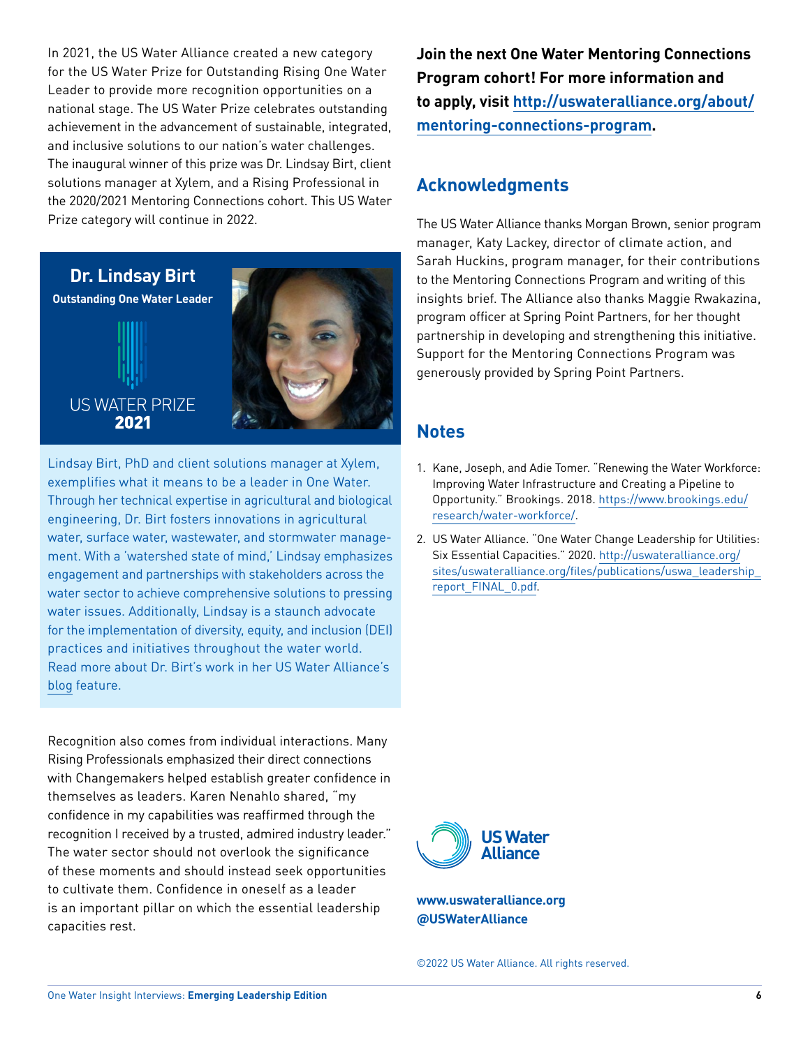In 2021, the US Water Alliance created a new category for the US Water Prize for Outstanding Rising One Water Leader to provide more recognition opportunities on a national stage. The US Water Prize celebrates outstanding achievement in the advancement of sustainable, integrated, and inclusive solutions to our nation's water challenges. The inaugural winner of this prize was Dr. Lindsay Birt, client solutions manager at Xylem, and a Rising Professional in the 2020/2021 Mentoring Connections cohort. This US Water Prize category will continue in 2022.

**Dr. Lindsay Birt**
**Outstanding One Water Leader**

US WATER PRIZE
**2021**

Lindsay Birt, PhD and client solutions manager at Xylem, exemplifies what it means to be a leader in One Water. Through her technical expertise in agricultural and biological engineering, Dr. Birt fosters innovations in agricultural water, surface water, wastewater, and stormwater management. With a 'watershed state of mind,' Lindsay emphasizes engagement and partnerships with stakeholders across the water sector to achieve comprehensive solutions to pressing water issues. Additionally, Lindsay is a staunch advocate for the implementation of diversity, equity, and inclusion (DEI) practices and initiatives throughout the water world. Read more about Dr. Birt's work in her US Water Alliance's blog feature.

Recognition also comes from individual interactions. Many Rising Professionals emphasized their direct connections with Changemakers helped establish greater confidence in themselves as leaders. Karen Nenahlo shared, "my confidence in my capabilities was reaffirmed through the recognition I received by a trusted, admired industry leader." The water sector should not overlook the significance of these moments and should instead seek opportunities to cultivate them. Confidence in oneself as a leader is an important pillar on which the essential leadership capacities rest.

**Join the next One Water Mentoring Connections Program cohort! For more information and to apply, visit http://uswateralliance.org/about/mentoring-connections-program.**

## Acknowledgments

The US Water Alliance thanks Morgan Brown, senior program manager, Katy Lackey, director of climate action, and Sarah Huckins, program manager, for their contributions to the Mentoring Connections Program and writing of this insights brief. The Alliance also thanks Maggie Rwakazina, program officer at Spring Point Partners, for her thought partnership in developing and strengthening this initiative. Support for the Mentoring Connections Program was generously provided by Spring Point Partners.

## Notes

1. Kane, Joseph, and Adie Tomer. "Renewing the Water Workforce: Improving Water Infrastructure and Creating a Pipeline to Opportunity." Brookings. 2018. https://www.brookings.edu/research/water-workforce/.
2. US Water Alliance. "One Water Change Leadership for Utilities: Six Essential Capacities." 2020. http://uswateralliance.org/sites/uswateralliance.org/files/publications/uswa_leadership_report_FINAL_0.pdf.

US Water Alliance

**www.uswateralliance.org**
**@USWaterAlliance**

©2022 US Water Alliance. All rights reserved.